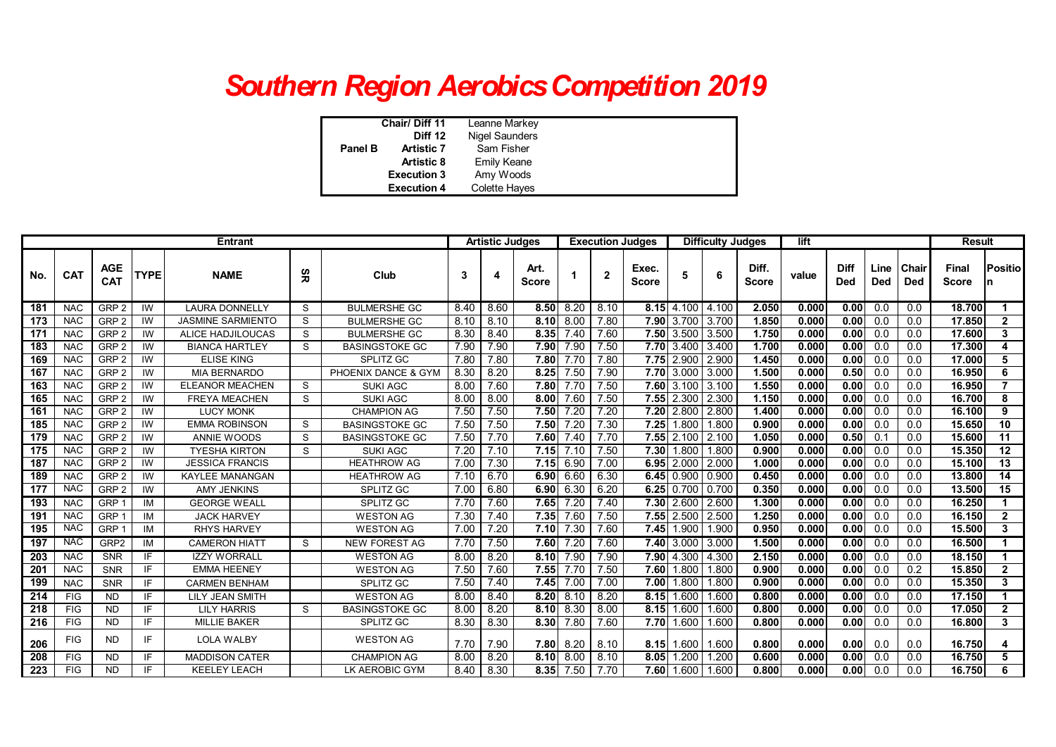# Southern Region Aerobics Competition 2019

| | | |
|---|---|---|
| | Chair/ Diff 11 | Leanne Markey |
| | Diff 12 | Nigel Saunders |
| Panel B | Artistic 7 | Sam Fisher |
| | Artistic 8 | Emily Keane |
| | Execution 3 | Amy Woods |
| | Execution 4 | Colette Hayes |

| Entrant | | | | | | | Artistic Judges | | | Execution Judges | | | Difficulty Judges | | | lift | | | | Result | |
|---|---|---|---|---|---|---|---|---|---|---|---|---|---|---|---|---|---|---|---|---|---|
| No. | CAT | AGE CAT | TYPE | NAME | SR | Club | 3 | 4 | Art. Score | 1 | 2 | Exec. Score | 5 | 6 | Diff. Score | value | Diff Ded | Line Ded | Chair Ded | Final Score | Position |
| 181 | NAC | GRP 2 | IW | LAURA DONNELLY | S | BULMERSHE GC | 8.40 | 8.60 | 8.50 | 8.20 | 8.10 | 8.15 | 4.100 | 4.100 | 2.050 | 0.000 | 0.00 | 0.0 | 0.0 | 18.700 | 1 |
| 173 | NAC | GRP 2 | IW | JASMINE SARMIENTO | S | BULMERSHE GC | 8.10 | 8.10 | 8.10 | 8.00 | 7.80 | 7.90 | 3.700 | 3.700 | 1.850 | 0.000 | 0.00 | 0.0 | 0.0 | 17.850 | 2 |
| 171 | NAC | GRP 2 | IW | ALICE HADJILOUCAS | S | BULMERSHE GC | 8.30 | 8.40 | 8.35 | 7.40 | 7.60 | 7.50 | 3.500 | 3.500 | 1.750 | 0.000 | 0.00 | 0.0 | 0.0 | 17.600 | 3 |
| 183 | NAC | GRP 2 | IW | BIANCA HARTLEY | S | BASINGSTOKE GC | 7.90 | 7.90 | 7.90 | 7.90 | 7.50 | 7.70 | 3.400 | 3.400 | 1.700 | 0.000 | 0.00 | 0.0 | 0.0 | 17.300 | 4 |
| 169 | NAC | GRP 2 | IW | ELISE KING | | SPLITZ GC | 7.80 | 7.80 | 7.80 | 7.70 | 7.80 | 7.75 | 2.900 | 2.900 | 1.450 | 0.000 | 0.00 | 0.0 | 0.0 | 17.000 | 5 |
| 167 | NAC | GRP 2 | IW | MIA BERNARDO | | PHOENIX DANCE & GYM | 8.30 | 8.20 | 8.25 | 7.50 | 7.90 | 7.70 | 3.000 | 3.000 | 1.500 | 0.000 | 0.50 | 0.0 | 0.0 | 16.950 | 6 |
| 163 | NAC | GRP 2 | IW | ELEANOR MEACHEN | S | SUKI AGC | 8.00 | 7.60 | 7.80 | 7.70 | 7.50 | 7.60 | 3.100 | 3.100 | 1.550 | 0.000 | 0.00 | 0.0 | 0.0 | 16.950 | 7 |
| 165 | NAC | GRP 2 | IW | FREYA MEACHEN | S | SUKI AGC | 8.00 | 8.00 | 8.00 | 7.60 | 7.50 | 7.55 | 2.300 | 2.300 | 1.150 | 0.000 | 0.00 | 0.0 | 0.0 | 16.700 | 8 |
| 161 | NAC | GRP 2 | IW | LUCY MONK | | CHAMPION AG | 7.50 | 7.50 | 7.50 | 7.20 | 7.20 | 7.20 | 2.800 | 2.800 | 1.400 | 0.000 | 0.00 | 0.0 | 0.0 | 16.100 | 9 |
| 185 | NAC | GRP 2 | IW | EMMA ROBINSON | S | BASINGSTOKE GC | 7.50 | 7.50 | 7.50 | 7.20 | 7.30 | 7.25 | 1.800 | 1.800 | 0.900 | 0.000 | 0.00 | 0.0 | 0.0 | 15.650 | 10 |
| 179 | NAC | GRP 2 | IW | ANNIE WOODS | S | BASINGSTOKE GC | 7.50 | 7.70 | 7.60 | 7.40 | 7.70 | 7.55 | 2.100 | 2.100 | 1.050 | 0.000 | 0.50 | 0.1 | 0.0 | 15.600 | 11 |
| 175 | NAC | GRP 2 | IW | TYESHA KIRTON | S | SUKI AGC | 7.20 | 7.10 | 7.15 | 7.10 | 7.50 | 7.30 | 1.800 | 1.800 | 0.900 | 0.000 | 0.00 | 0.0 | 0.0 | 15.350 | 12 |
| 187 | NAC | GRP 2 | IW | JESSICA FRANCIS | | HEATHROW AG | 7.00 | 7.30 | 7.15 | 6.90 | 7.00 | 6.95 | 2.000 | 2.000 | 1.000 | 0.000 | 0.00 | 0.0 | 0.0 | 15.100 | 13 |
| 189 | NAC | GRP 2 | IW | KAYLEE MANANGAN | | HEATHROW AG | 7.10 | 6.70 | 6.90 | 6.60 | 6.30 | 6.45 | 0.900 | 0.900 | 0.450 | 0.000 | 0.00 | 0.0 | 0.0 | 13.800 | 14 |
| 177 | NAC | GRP 2 | IW | AMY JENKINS | | SPLITZ GC | 7.00 | 6.80 | 6.90 | 6.30 | 6.20 | 6.25 | 0.700 | 0.700 | 0.350 | 0.000 | 0.00 | 0.0 | 0.0 | 13.500 | 15 |
| 193 | NAC | GRP 1 | IM | GEORGE WEALL | | SPLITZ GC | 7.70 | 7.60 | 7.65 | 7.20 | 7.40 | 7.30 | 2.600 | 2.600 | 1.300 | 0.000 | 0.00 | 0.0 | 0.0 | 16.250 | 1 |
| 191 | NAC | GRP 1 | IM | JACK HARVEY | | WESTON AG | 7.30 | 7.40 | 7.35 | 7.60 | 7.50 | 7.55 | 2.500 | 2.500 | 1.250 | 0.000 | 0.00 | 0.0 | 0.0 | 16.150 | 2 |
| 195 | NAC | GRP 1 | IM | RHYS HARVEY | | WESTON AG | 7.00 | 7.20 | 7.10 | 7.30 | 7.60 | 7.45 | 1.900 | 1.900 | 0.950 | 0.000 | 0.00 | 0.0 | 0.0 | 15.500 | 3 |
| 197 | NAC | GRP2 | IM | CAMERON HIATT | S | NEW FOREST AG | 7.70 | 7.50 | 7.60 | 7.20 | 7.60 | 7.40 | 3.000 | 3.000 | 1.500 | 0.000 | 0.00 | 0.0 | 0.0 | 16.500 | 1 |
| 203 | NAC | SNR | IF | IZZY WORRALL | | WESTON AG | 8.00 | 8.20 | 8.10 | 7.90 | 7.90 | 7.90 | 4.300 | 4.300 | 2.150 | 0.000 | 0.00 | 0.0 | 0.0 | 18.150 | 1 |
| 201 | NAC | SNR | IF | EMMA HEENEY | | WESTON AG | 7.50 | 7.60 | 7.55 | 7.70 | 7.50 | 7.60 | 1.800 | 1.800 | 0.900 | 0.000 | 0.00 | 0.0 | 0.2 | 15.850 | 2 |
| 199 | NAC | SNR | IF | CARMEN BENHAM | | SPLITZ GC | 7.50 | 7.40 | 7.45 | 7.00 | 7.00 | 7.00 | 1.800 | 1.800 | 0.900 | 0.000 | 0.00 | 0.0 | 0.0 | 15.350 | 3 |
| 214 | FIG | ND | IF | LILY JEAN SMITH | | WESTON AG | 8.00 | 8.40 | 8.20 | 8.10 | 8.20 | 8.15 | 1.600 | 1.600 | 0.800 | 0.000 | 0.00 | 0.0 | 0.0 | 17.150 | 1 |
| 218 | FIG | ND | IF | LILY HARRIS | S | BASINGSTOKE GC | 8.00 | 8.20 | 8.10 | 8.30 | 8.00 | 8.15 | 1.600 | 1.600 | 0.800 | 0.000 | 0.00 | 0.0 | 0.0 | 17.050 | 2 |
| 216 | FIG | ND | IF | MILLIE BAKER | | SPLITZ GC | 8.30 | 8.30 | 8.30 | 7.80 | 7.60 | 7.70 | 1.600 | 1.600 | 0.800 | 0.000 | 0.00 | 0.0 | 0.0 | 16.800 | 3 |
| 206 | FIG | ND | IF | LOLA WALBY | | WESTON AG | 7.70 | 7.90 | 7.80 | 8.20 | 8.10 | 8.15 | 1.600 | 1.600 | 0.800 | 0.000 | 0.00 | 0.0 | 0.0 | 16.750 | 4 |
| 208 | FIG | ND | IF | MADDISON CATER | | CHAMPION AG | 8.00 | 8.20 | 8.10 | 8.00 | 8.10 | 8.05 | 1.200 | 1.200 | 0.600 | 0.000 | 0.00 | 0.0 | 0.0 | 16.750 | 5 |
| 223 | FIG | ND | IF | KEELEY LEACH | | LK AEROBIC GYM | 8.40 | 8.30 | 8.35 | 7.50 | 7.70 | 7.60 | 1.600 | 1.600 | 0.800 | 0.000 | 0.00 | 0.0 | 0.0 | 16.750 | 6 |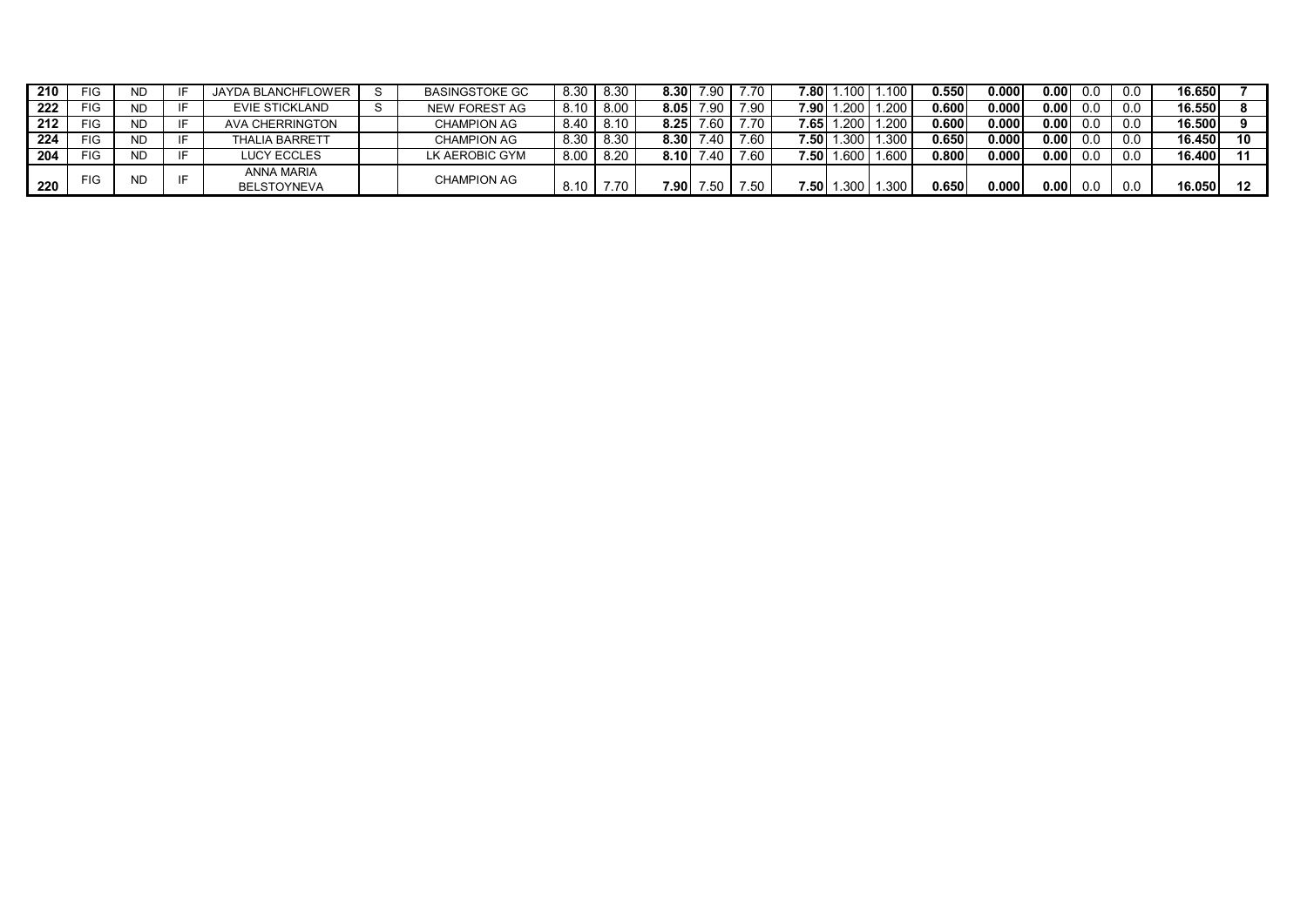| | | | | | | | | | | | | | | | | | | | | | |
|---|---|---|---|---|---|---|---|---|---|---|---|---|---|---|---|---|---|---|---|---|---|
| **210** | FIG | ND | IF | JAYDA BLANCHFLOWER | S | BASINGSTOKE GC | 8.30 | 8.30 | **8.30** | 7.90 | 7.70 | **7.80** | 1.100 | 1.100 | **0.550** | **0.000** | **0.00** | 0.0 | 0.0 | **16.650** | **7** |
| **222** | FIG | ND | IF | EVIE STICKLAND | S | NEW FOREST AG | 8.10 | 8.00 | **8.05** | 7.90 | 7.90 | **7.90** | 1.200 | 1.200 | **0.600** | **0.000** | **0.00** | 0.0 | 0.0 | **16.550** | **8** |
| **212** | FIG | ND | IF | AVA CHERRINGTON | | CHAMPION AG | 8.40 | 8.10 | **8.25** | 7.60 | 7.70 | **7.65** | 1.200 | 1.200 | **0.600** | **0.000** | **0.00** | 0.0 | 0.0 | **16.500** | **9** |
| **224** | FIG | ND | IF | THALIA BARRETT | | CHAMPION AG | 8.30 | 8.30 | **8.30** | 7.40 | 7.60 | **7.50** | 1.300 | 1.300 | **0.650** | **0.000** | **0.00** | 0.0 | 0.0 | **16.450** | **10** |
| **204** | FIG | ND | IF | LUCY ECCLES | | LK AEROBIC GYM | 8.00 | 8.20 | **8.10** | 7.40 | 7.60 | **7.50** | 1.600 | 1.600 | **0.800** | **0.000** | **0.00** | 0.0 | 0.0 | **16.400** | **11** |
| **220** | FIG | ND | IF | ANNA MARIA BELSTOYNEVA | | CHAMPION AG | 8.10 | 7.70 | **7.90** | 7.50 | 7.50 | **7.50** | 1.300 | 1.300 | **0.650** | **0.000** | **0.00** | 0.0 | 0.0 | **16.050** | **12** |